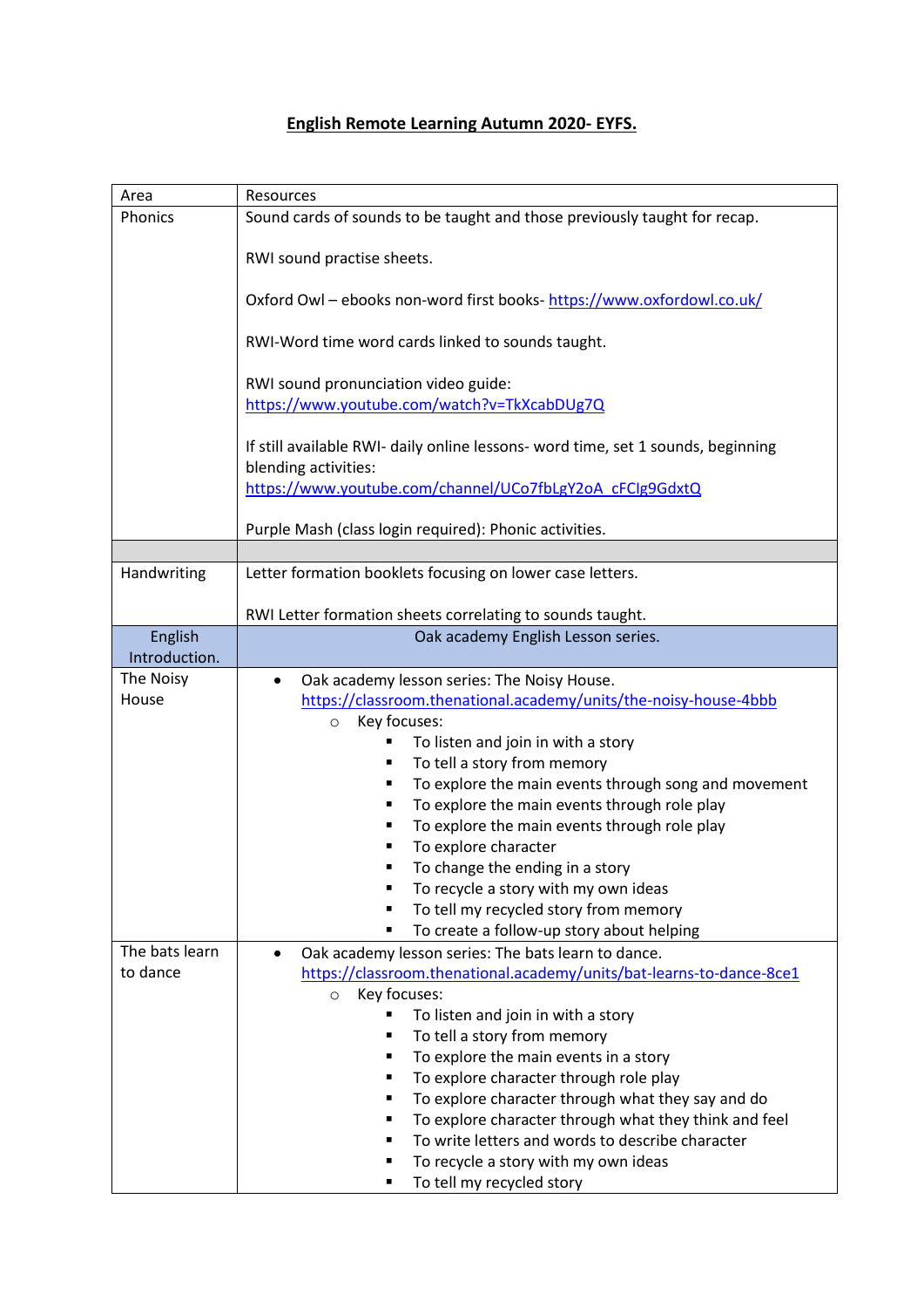**English Remote Learning Autumn 2020- EYFS.**

| Area | Resources |
|---|---|
| Phonics | Sound cards of sounds to be taught and those previously taught for recap.<br><br>RWI sound practise sheets.<br><br>Oxford Owl – ebooks non-word first books- https://www.oxfordowl.co.uk/<br><br>RWI-Word time word cards linked to sounds taught.<br><br>RWI sound pronunciation video guide: https://www.youtube.com/watch?v=TkXcabDUg7Q<br><br>If still available RWI- daily online lessons- word time, set 1 sounds, beginning blending activities: https://www.youtube.com/channel/UCo7fbLgY2oA_cFCIg9GdxtQ<br><br>Purple Mash (class login required): Phonic activities. |
| | |
| Handwriting | Letter formation booklets focusing on lower case letters.<br><br>RWI Letter formation sheets correlating to sounds taught. |
| English Introduction. | Oak academy English Lesson series. |
| The Noisy House | • Oak academy lesson series: The Noisy House. https://classroom.thenational.academy/units/the-noisy-house-4bbb<br>  ○ Key focuses:<br>    ▪ To listen and join in with a story<br>    ▪ To tell a story from memory<br>    ▪ To explore the main events through song and movement<br>    ▪ To explore the main events through role play<br>    ▪ To explore the main events through role play<br>    ▪ To explore character<br>    ▪ To change the ending in a story<br>    ▪ To recycle a story with my own ideas<br>    ▪ To tell my recycled story from memory<br>    ▪ To create a follow-up story about helping |
| The bats learn to dance | • Oak academy lesson series: The bats learn to dance. https://classroom.thenational.academy/units/bat-learns-to-dance-8ce1<br>  ○ Key focuses:<br>    ▪ To listen and join in with a story<br>    ▪ To tell a story from memory<br>    ▪ To explore the main events in a story<br>    ▪ To explore character through role play<br>    ▪ To explore character through what they say and do<br>    ▪ To explore character through what they think and feel<br>    ▪ To write letters and words to describe character<br>    ▪ To recycle a story with my own ideas<br>    ▪ To tell my recycled story |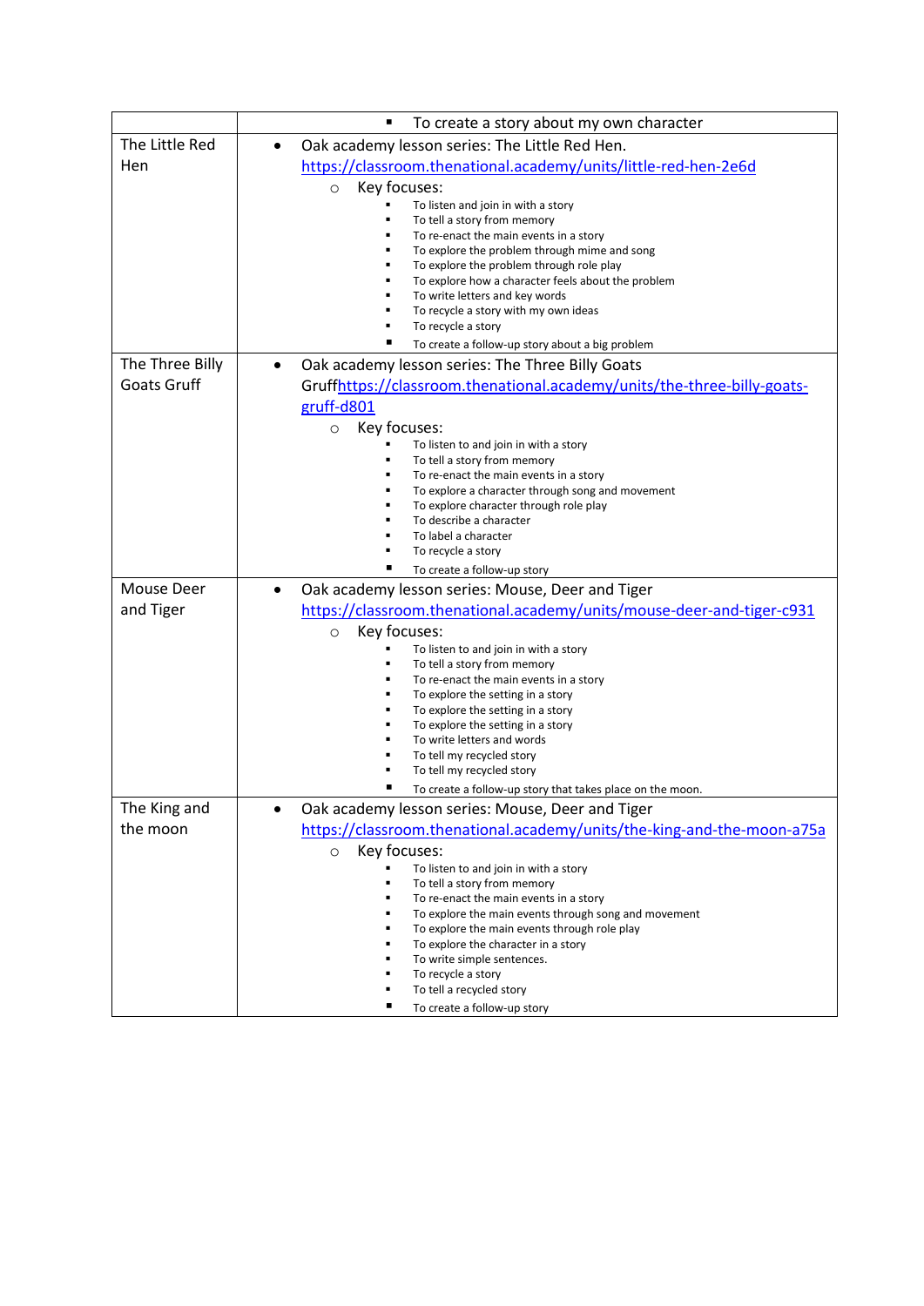| | |
|---|---|
| | ▪ To create a story about my own character |
| The Little Red Hen | • Oak academy lesson series: The Little Red Hen. https://classroom.thenational.academy/units/little-red-hen-2e6d<br>○ Key focuses:<br>▪ To listen and join in with a story<br>▪ To tell a story from memory<br>▪ To re-enact the main events in a story<br>▪ To explore the problem through mime and song<br>▪ To explore the problem through role play<br>▪ To explore how a character feels about the problem<br>▪ To write letters and key words<br>▪ To recycle a story with my own ideas<br>▪ To recycle a story<br>▪ To create a follow-up story about a big problem |
| The Three Billy Goats Gruff | • Oak academy lesson series: The Three Billy Goats Gruffhttps://classroom.thenational.academy/units/the-three-billy-goats-gruff-d801<br>○ Key focuses:<br>▪ To listen to and join in with a story<br>▪ To tell a story from memory<br>▪ To re-enact the main events in a story<br>▪ To explore a character through song and movement<br>▪ To explore character through role play<br>▪ To describe a character<br>▪ To label a character<br>▪ To recycle a story<br>▪ To create a follow-up story |
| Mouse Deer and Tiger | • Oak academy lesson series: Mouse, Deer and Tiger https://classroom.thenational.academy/units/mouse-deer-and-tiger-c931<br>○ Key focuses:<br>▪ To listen to and join in with a story<br>▪ To tell a story from memory<br>▪ To re-enact the main events in a story<br>▪ To explore the setting in a story<br>▪ To explore the setting in a story<br>▪ To explore the setting in a story<br>▪ To write letters and words<br>▪ To tell my recycled story<br>▪ To tell my recycled story<br>▪ To create a follow-up story that takes place on the moon. |
| The King and the moon | • Oak academy lesson series: Mouse, Deer and Tiger https://classroom.thenational.academy/units/the-king-and-the-moon-a75a<br>○ Key focuses:<br>▪ To listen to and join in with a story<br>▪ To tell a story from memory<br>▪ To re-enact the main events in a story<br>▪ To explore the main events through song and movement<br>▪ To explore the main events through role play<br>▪ To explore the character in a story<br>▪ To write simple sentences.<br>▪ To recycle a story<br>▪ To tell a recycled story<br>▪ To create a follow-up story |